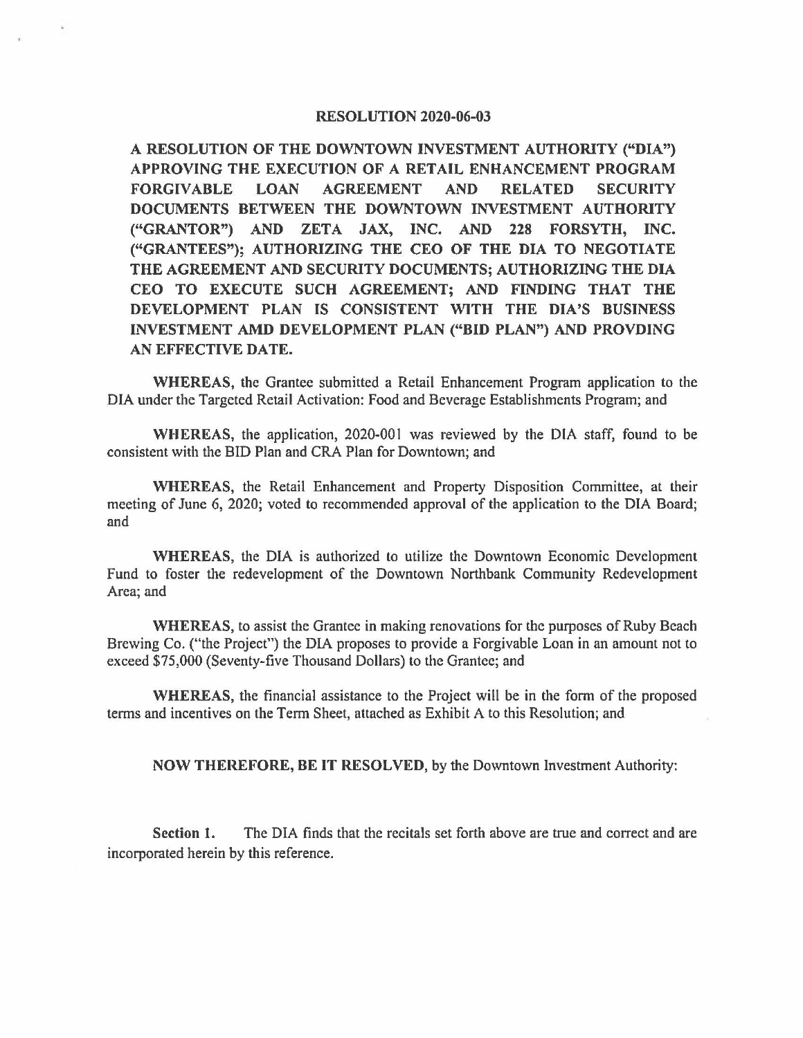# RESOLUTION 2020-06-03

**A RESOLUTION OF THE DOWNTOWN INVESTMENT AUTHORITY ("DIA") APPROVING THE EXECUTION OF A RETAIL ENHANCEMENT PROGRAM FORGIVABLE LOAN AGREEMENT AND RELATED SECURITY DOCUMENTS BETWEEN THE DOWNTOWN INVESTMENT AUTHORITY ("GRANTOR") AND ZETA JAX, INC. AND 228 FORSYTH, INC. ("GRANTEES"); AUTHORIZING THE CEO OF THE DIA TO NEGOTIATE THE AGREEMENT AND SECURITY DOCUMENTS; AUTHORIZING THE DIA CEO TO EXECUTE SUCH AGREEMENT; AND FINDING THAT THE DEVELOPMENT PLAN IS CONSISTENT WITH THE DIA'S BUSINESS INVESTMENT AMD DEVELOPMENT PLAN ("BID PLAN") AND PROVDING AN EFFECTIVE DATE.**

**WHEREAS**, the Grantee submitted a Retail Enhancement Program application to the DIA under the Targeted Retail Activation: Food and Beverage Establishments Program; and

**WHEREAS**, the application, 2020-001 was reviewed by the DIA staff, found to be consistent with the BID Plan and CRA Plan for Downtown; and

**WHEREAS**, the Retail Enhancement and Property Disposition Committee, at their meeting of June 6, 2020; voted to recommended approval of the application to the DIA Board; and

**WHEREAS**, the DIA is authorized to utilize the Downtown Economic Development Fund to foster the redevelopment of the Downtown Northbank Community Redevelopment Area; and

**WHEREAS**, to assist the Grantee in making renovations for the purposes of Ruby Beach Brewing Co. ("the Project") the DIA proposes to provide a Forgivable Loan in an amount not to exceed $75,000 (Seventy-five Thousand Dollars) to the Grantee; and

**WHEREAS**, the financial assistance to the Project will be in the form of the proposed terms and incentives on the Term Sheet, attached as Exhibit A to this Resolution; and

**NOW THEREFORE, BE IT RESOLVED**, by the Downtown Investment Authority:

**Section 1.** The DIA finds that the recitals set forth above are true and correct and are incorporated herein by this reference.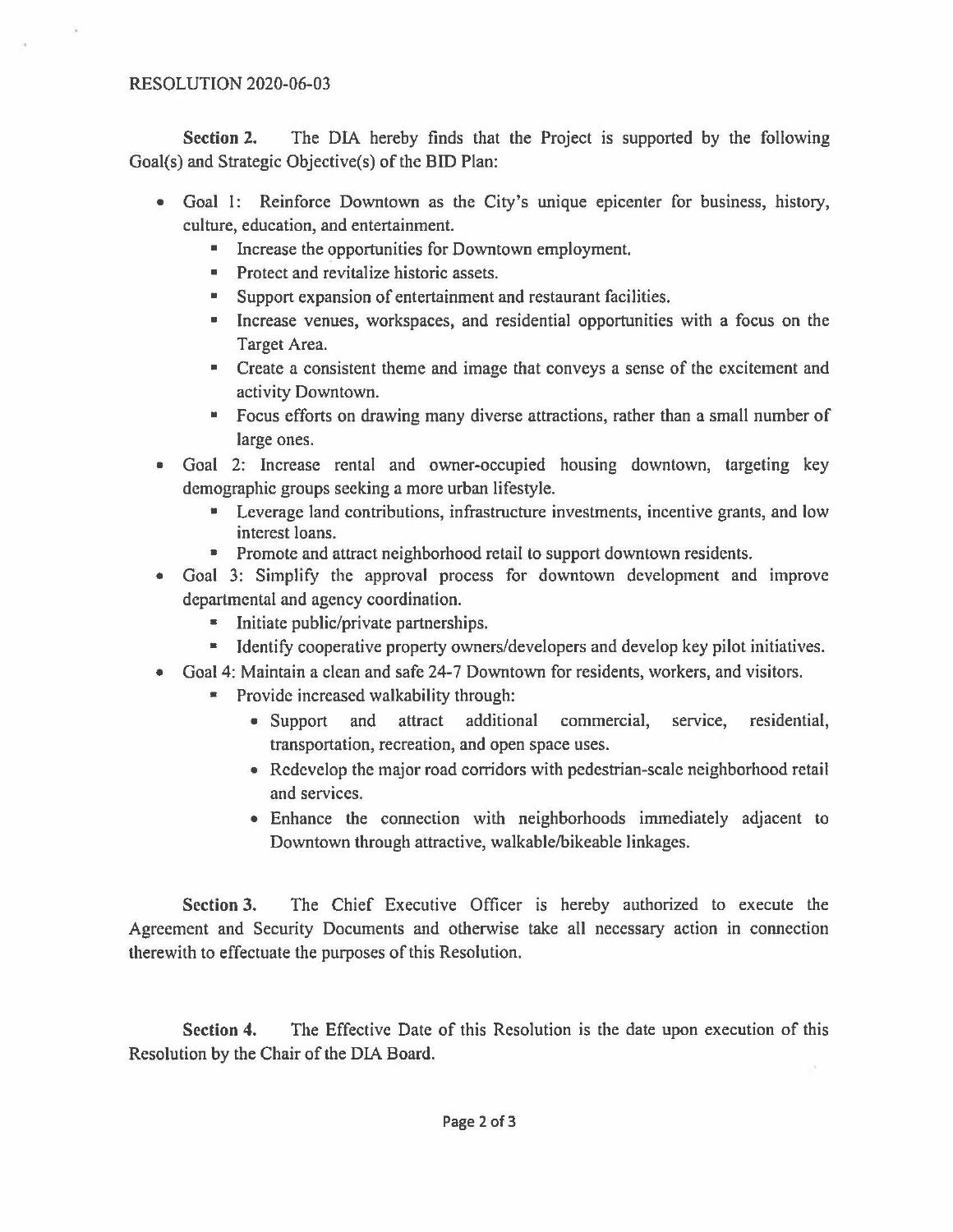RESOLUTION 2020-06-03

**Section 2.** The DIA hereby finds that the Project is supported by the following Goal(s) and Strategic Objective(s) of the BID Plan:

- Goal 1: Reinforce Downtown as the City's unique epicenter for business, history, culture, education, and entertainment.
  - Increase the opportunities for Downtown employment.
  - Protect and revitalize historic assets.
  - Support expansion of entertainment and restaurant facilities.
  - Increase venues, workspaces, and residential opportunities with a focus on the Target Area.
  - Create a consistent theme and image that conveys a sense of the excitement and activity Downtown.
  - Focus efforts on drawing many diverse attractions, rather than a small number of large ones.
- Goal 2: Increase rental and owner-occupied housing downtown, targeting key demographic groups seeking a more urban lifestyle.
  - Leverage land contributions, infrastructure investments, incentive grants, and low interest loans.
  - Promote and attract neighborhood retail to support downtown residents.
- Goal 3: Simplify the approval process for downtown development and improve departmental and agency coordination.
  - Initiate public/private partnerships.
  - Identify cooperative property owners/developers and develop key pilot initiatives.
- Goal 4: Maintain a clean and safe 24-7 Downtown for residents, workers, and visitors.
  - Provide increased walkability through:
    - Support and attract additional commercial, service, residential, transportation, recreation, and open space uses.
    - Redevelop the major road corridors with pedestrian-scale neighborhood retail and services.
    - Enhance the connection with neighborhoods immediately adjacent to Downtown through attractive, walkable/bikeable linkages.

**Section 3.** The Chief Executive Officer is hereby authorized to execute the Agreement and Security Documents and otherwise take all necessary action in connection therewith to effectuate the purposes of this Resolution.

**Section 4.** The Effective Date of this Resolution is the date upon execution of this Resolution by the Chair of the DIA Board.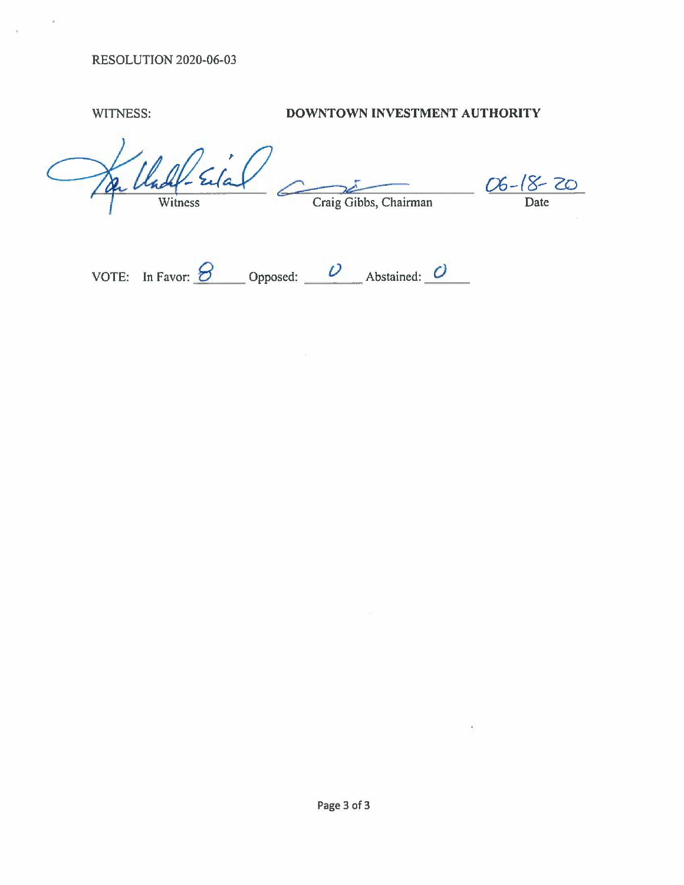RESOLUTION 2020-06-03

WITNESS: **DOWNTOWN INVESTMENT AUTHORITY**

| | | |
|---|---|---|
| Witness | Craig Gibbs, Chairman | 06-18-20 Date |

VOTE: In Favor: 8 Opposed: 0 Abstained: 0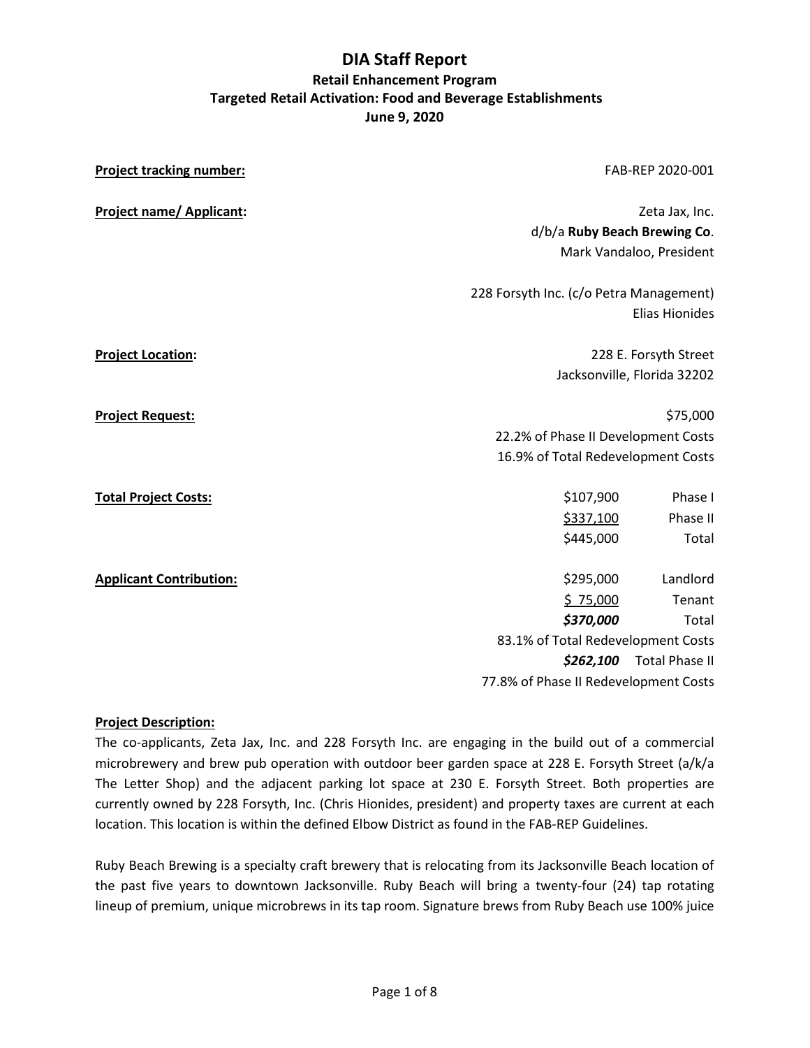# DIA Staff Report

## Retail Enhancement Program

## Targeted Retail Activation: Food and Beverage Establishments

## June 9, 2020

| | | |
|---|---|---|
| **Project tracking number:** | FAB-REP 2020-001 | |
| **Project name/ Applicant:** | Zeta Jax, Inc. d/b/a **Ruby Beach Brewing Co**. Mark Vandaloo, President | |
| | 228 Forsyth Inc. (c/o Petra Management) Elias Hionides | |
| **Project Location:** | 228 E. Forsyth Street Jacksonville, Florida 32202 | |
| **Project Request:** | $75,000 | |
| | 22.2% of Phase II Development Costs | |
| | 16.9% of Total Redevelopment Costs | |
| **Total Project Costs:** | $107,900 | Phase I |
| | $337,100 | Phase II |
| | $445,000 | Total |
| **Applicant Contribution:** | $295,000 | Landlord |
| | $ 75,000 | Tenant |
| | ***$370,000*** | Total |
| | 83.1% of Total Redevelopment Costs | |
| | ***$262,100*** | Total Phase II |
| | 77.8% of Phase II Redevelopment Costs | |

**Project Description:**

The co-applicants, Zeta Jax, Inc. and 228 Forsyth Inc. are engaging in the build out of a commercial microbrewery and brew pub operation with outdoor beer garden space at 228 E. Forsyth Street (a/k/a The Letter Shop) and the adjacent parking lot space at 230 E. Forsyth Street. Both properties are currently owned by 228 Forsyth, Inc. (Chris Hionides, president) and property taxes are current at each location. This location is within the defined Elbow District as found in the FAB-REP Guidelines.

Ruby Beach Brewing is a specialty craft brewery that is relocating from its Jacksonville Beach location of the past five years to downtown Jacksonville. Ruby Beach will bring a twenty-four (24) tap rotating lineup of premium, unique microbrews in its tap room. Signature brews from Ruby Beach use 100% juice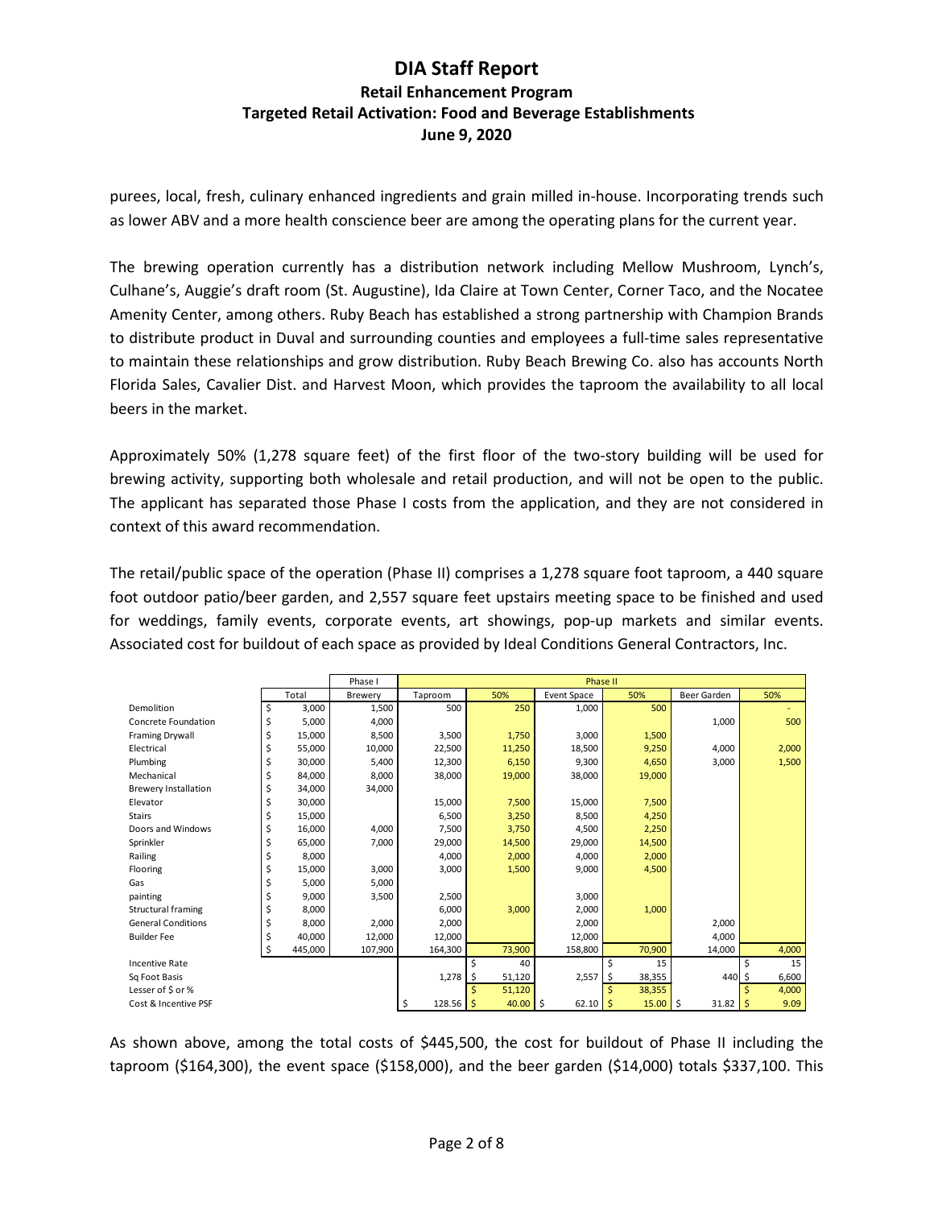purees, local, fresh, culinary enhanced ingredients and grain milled in-house. Incorporating trends such as lower ABV and a more health conscience beer are among the operating plans for the current year.

The brewing operation currently has a distribution network including Mellow Mushroom, Lynch's, Culhane's, Auggie's draft room (St. Augustine), Ida Claire at Town Center, Corner Taco, and the Nocatee Amenity Center, among others. Ruby Beach has established a strong partnership with Champion Brands to distribute product in Duval and surrounding counties and employees a full-time sales representative to maintain these relationships and grow distribution. Ruby Beach Brewing Co. also has accounts North Florida Sales, Cavalier Dist. and Harvest Moon, which provides the taproom the availability to all local beers in the market.

Approximately 50% (1,278 square feet) of the first floor of the two-story building will be used for brewing activity, supporting both wholesale and retail production, and will not be open to the public. The applicant has separated those Phase I costs from the application, and they are not considered in context of this award recommendation.

The retail/public space of the operation (Phase II) comprises a 1,278 square foot taproom, a 440 square foot outdoor patio/beer garden, and 2,557 square feet upstairs meeting space to be finished and used for weddings, family events, corporate events, art showings, pop-up markets and similar events. Associated cost for buildout of each space as provided by Ideal Conditions General Contractors, Inc.

| | | Phase I | Phase II | | | | | |
|---|---|---|---|---|---|---|---|---|
| | Total | Brewery | Taproom | 50% | Event Space | 50% | Beer Garden | 50% |
| Demolition | $ 3,000 | 1,500 | 500 | 250 | 1,000 | 500 | | - |
| Concrete Foundation | $ 5,000 | 4,000 | | | | | 1,000 | 500 |
| Framing Drywall | $ 15,000 | 8,500 | 3,500 | 1,750 | 3,000 | 1,500 | | |
| Electrical | $ 55,000 | 10,000 | 22,500 | 11,250 | 18,500 | 9,250 | 4,000 | 2,000 |
| Plumbing | $ 30,000 | 5,400 | 12,300 | 6,150 | 9,300 | 4,650 | 3,000 | 1,500 |
| Mechanical | $ 84,000 | 8,000 | 38,000 | 19,000 | 38,000 | 19,000 | | |
| Brewery Installation | $ 34,000 | 34,000 | | | | | | |
| Elevator | $ 30,000 | | 15,000 | 7,500 | 15,000 | 7,500 | | |
| Stairs | $ 15,000 | | 6,500 | 3,250 | 8,500 | 4,250 | | |
| Doors and Windows | $ 16,000 | 4,000 | 7,500 | 3,750 | 4,500 | 2,250 | | |
| Sprinkler | $ 65,000 | 7,000 | 29,000 | 14,500 | 29,000 | 14,500 | | |
| Railing | $ 8,000 | | 4,000 | 2,000 | 4,000 | 2,000 | | |
| Flooring | $ 15,000 | 3,000 | 3,000 | 1,500 | 9,000 | 4,500 | | |
| Gas | $ 5,000 | 5,000 | | | | | | |
| painting | $ 9,000 | 3,500 | 2,500 | | 3,000 | | | |
| Structural framing | $ 8,000 | | 6,000 | 3,000 | 2,000 | 1,000 | | |
| General Conditions | $ 8,000 | 2,000 | 2,000 | | 2,000 | | 2,000 | |
| Builder Fee | $ 40,000 | 12,000 | 12,000 | | 12,000 | | 4,000 | |
| | $ 445,000 | 107,900 | 164,300 | 73,900 | 158,800 | 70,900 | 14,000 | 4,000 |
| Incentive Rate | | | | $ 40 | | $ 15 | | $ 15 |
| Sq Foot Basis | | | 1,278 | $ 51,120 | 2,557 | $ 38,355 | 440 | $ 6,600 |
| Lesser of $ or % | | | | $ 51,120 | | $ 38,355 | | $ 4,000 |
| Cost & Incentive PSF | | | $ 128.56 | $ 40.00 | $ 62.10 | $ 15.00 | $ 31.82 | $ 9.09 |

As shown above, among the total costs of $445,500, the cost for buildout of Phase II including the taproom ($164,300), the event space ($158,000), and the beer garden ($14,000) totals $337,100. This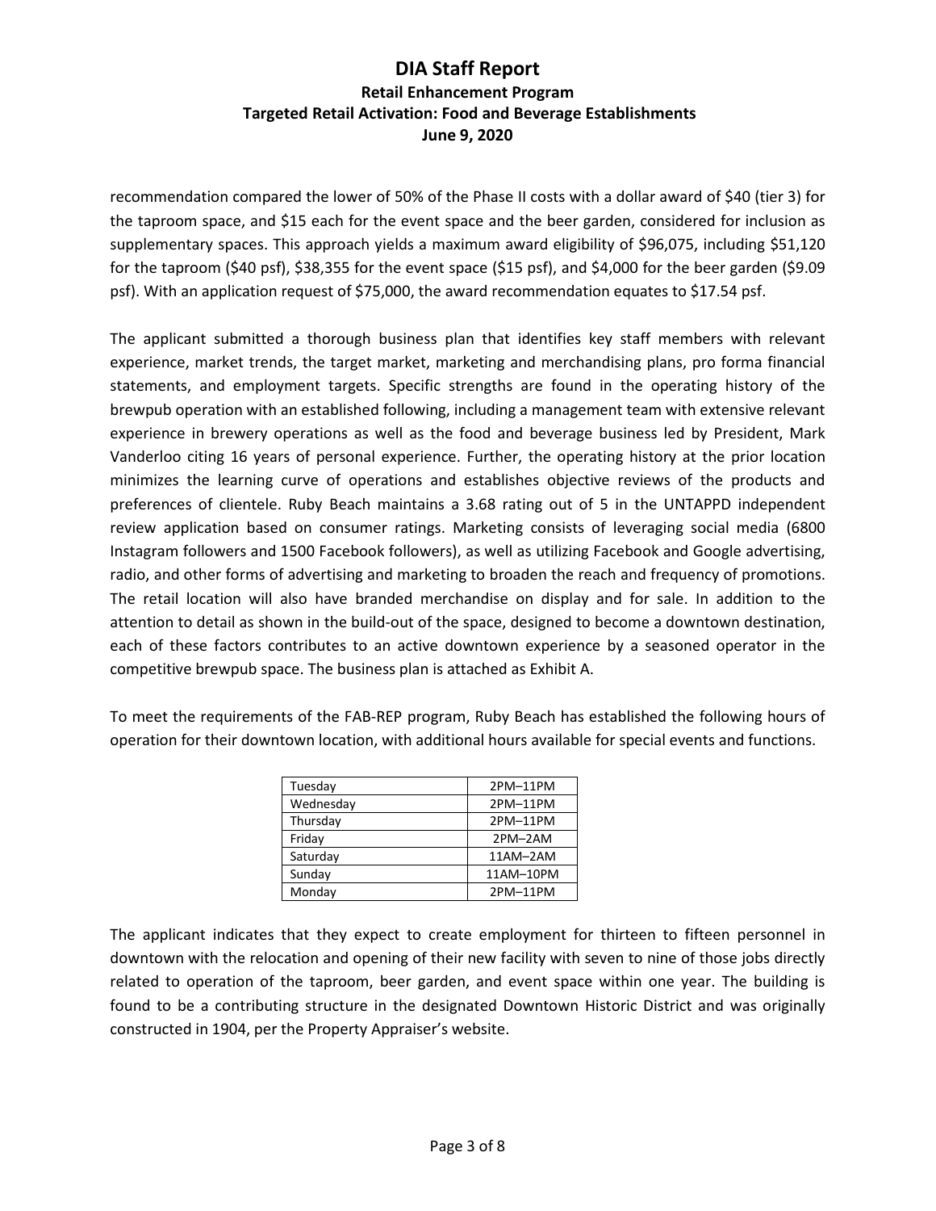recommendation compared the lower of 50% of the Phase II costs with a dollar award of $40 (tier 3) for the taproom space, and $15 each for the event space and the beer garden, considered for inclusion as supplementary spaces. This approach yields a maximum award eligibility of $96,075, including $51,120 for the taproom ($40 psf), $38,355 for the event space ($15 psf), and $4,000 for the beer garden ($9.09 psf). With an application request of $75,000, the award recommendation equates to $17.54 psf.

The applicant submitted a thorough business plan that identifies key staff members with relevant experience, market trends, the target market, marketing and merchandising plans, pro forma financial statements, and employment targets. Specific strengths are found in the operating history of the brewpub operation with an established following, including a management team with extensive relevant experience in brewery operations as well as the food and beverage business led by President, Mark Vanderloo citing 16 years of personal experience. Further, the operating history at the prior location minimizes the learning curve of operations and establishes objective reviews of the products and preferences of clientele. Ruby Beach maintains a 3.68 rating out of 5 in the UNTAPPD independent review application based on consumer ratings. Marketing consists of leveraging social media (6800 Instagram followers and 1500 Facebook followers), as well as utilizing Facebook and Google advertising, radio, and other forms of advertising and marketing to broaden the reach and frequency of promotions. The retail location will also have branded merchandise on display and for sale. In addition to the attention to detail as shown in the build-out of the space, designed to become a downtown destination, each of these factors contributes to an active downtown experience by a seasoned operator in the competitive brewpub space. The business plan is attached as Exhibit A.

To meet the requirements of the FAB-REP program, Ruby Beach has established the following hours of operation for their downtown location, with additional hours available for special events and functions.

| Day | Hours |
|---|---|
| Tuesday | 2PM–11PM |
| Wednesday | 2PM–11PM |
| Thursday | 2PM–11PM |
| Friday | 2PM–2AM |
| Saturday | 11AM–2AM |
| Sunday | 11AM–10PM |
| Monday | 2PM–11PM |

The applicant indicates that they expect to create employment for thirteen to fifteen personnel in downtown with the relocation and opening of their new facility with seven to nine of those jobs directly related to operation of the taproom, beer garden, and event space within one year. The building is found to be a contributing structure in the designated Downtown Historic District and was originally constructed in 1904, per the Property Appraiser's website.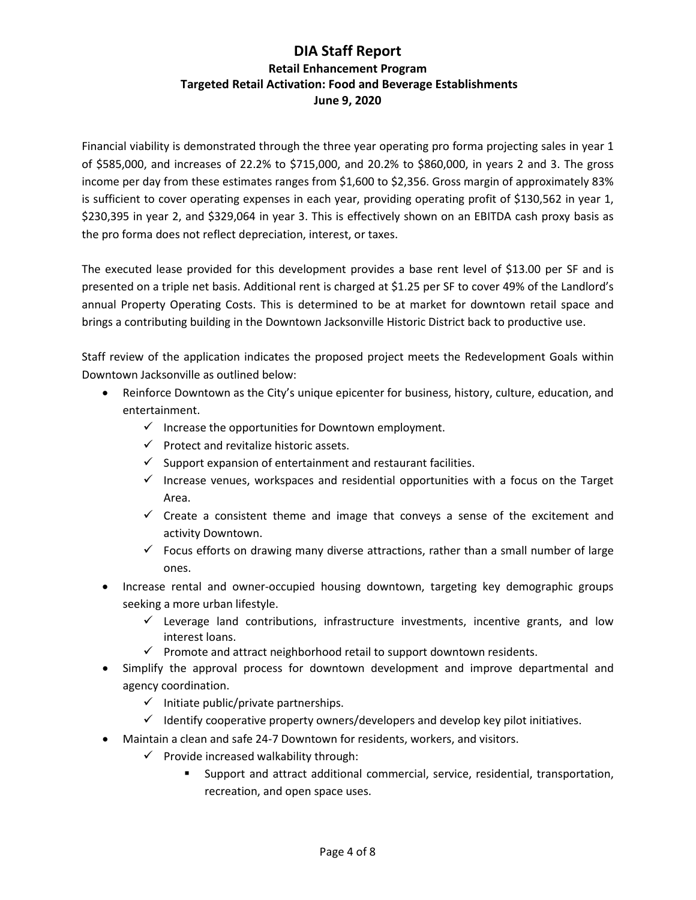# DIA Staff Report

## Retail Enhancement Program

### Targeted Retail Activation: Food and Beverage Establishments

### June 9, 2020

Financial viability is demonstrated through the three year operating pro forma projecting sales in year 1 of $585,000, and increases of 22.2% to $715,000, and 20.2% to $860,000, in years 2 and 3. The gross income per day from these estimates ranges from $1,600 to $2,356. Gross margin of approximately 83% is sufficient to cover operating expenses in each year, providing operating profit of $130,562 in year 1, $230,395 in year 2, and $329,064 in year 3. This is effectively shown on an EBITDA cash proxy basis as the pro forma does not reflect depreciation, interest, or taxes.

The executed lease provided for this development provides a base rent level of $13.00 per SF and is presented on a triple net basis. Additional rent is charged at $1.25 per SF to cover 49% of the Landlord's annual Property Operating Costs. This is determined to be at market for downtown retail space and brings a contributing building in the Downtown Jacksonville Historic District back to productive use.

Staff review of the application indicates the proposed project meets the Redevelopment Goals within Downtown Jacksonville as outlined below:

- Reinforce Downtown as the City's unique epicenter for business, history, culture, education, and entertainment.
  - ✓ Increase the opportunities for Downtown employment.
  - ✓ Protect and revitalize historic assets.
  - ✓ Support expansion of entertainment and restaurant facilities.
  - ✓ Increase venues, workspaces and residential opportunities with a focus on the Target Area.
  - ✓ Create a consistent theme and image that conveys a sense of the excitement and activity Downtown.
  - ✓ Focus efforts on drawing many diverse attractions, rather than a small number of large ones.
- Increase rental and owner-occupied housing downtown, targeting key demographic groups seeking a more urban lifestyle.
  - ✓ Leverage land contributions, infrastructure investments, incentive grants, and low interest loans.
  - ✓ Promote and attract neighborhood retail to support downtown residents.
- Simplify the approval process for downtown development and improve departmental and agency coordination.
  - ✓ Initiate public/private partnerships.
  - ✓ Identify cooperative property owners/developers and develop key pilot initiatives.
- Maintain a clean and safe 24-7 Downtown for residents, workers, and visitors.
  - ✓ Provide increased walkability through:
    - Support and attract additional commercial, service, residential, transportation, recreation, and open space uses.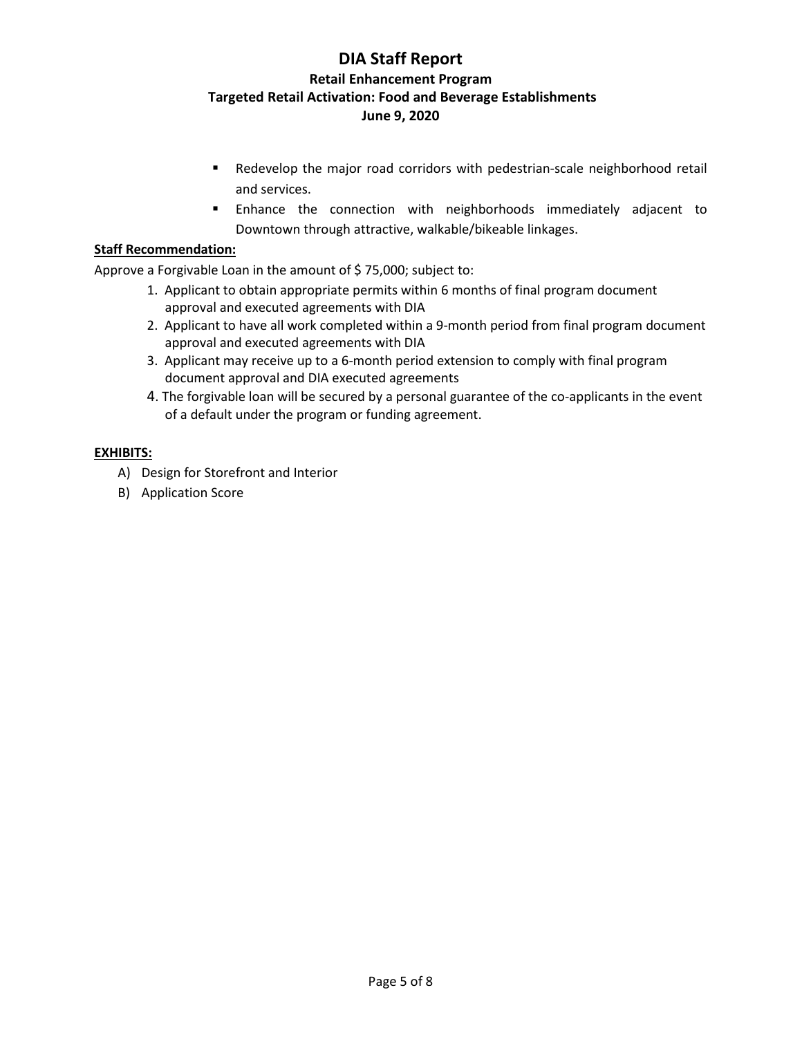- Redevelop the major road corridors with pedestrian-scale neighborhood retail and services.
- Enhance the connection with neighborhoods immediately adjacent to Downtown through attractive, walkable/bikeable linkages.

**Staff Recommendation:**

Approve a Forgivable Loan in the amount of $ 75,000; subject to:

1. Applicant to obtain appropriate permits within 6 months of final program document approval and executed agreements with DIA
2. Applicant to have all work completed within a 9-month period from final program document approval and executed agreements with DIA
3. Applicant may receive up to a 6-month period extension to comply with final program document approval and DIA executed agreements
4. The forgivable loan will be secured by a personal guarantee of the co-applicants in the event of a default under the program or funding agreement.

**EXHIBITS:**

A) Design for Storefront and Interior
B) Application Score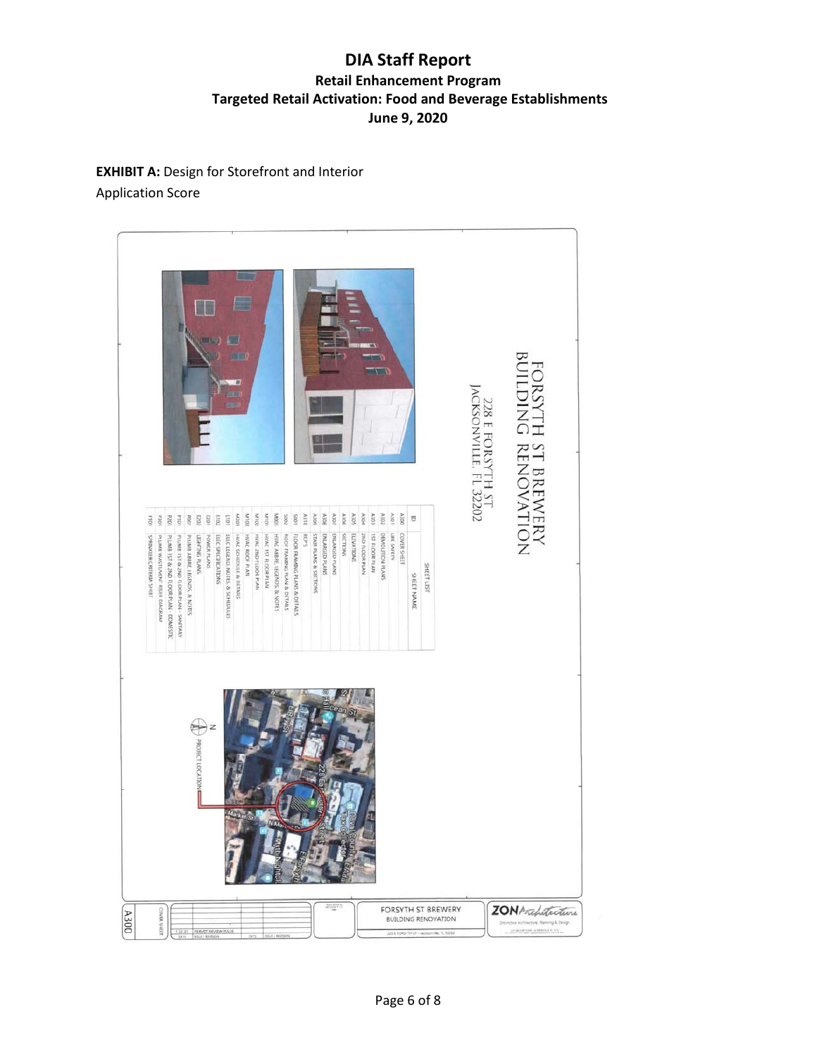# DIA Staff Report

## Retail Enhancement Program

### Targeted Retail Activation: Food and Beverage Establishments

### June 9, 2020

**EXHIBIT A:** Design for Storefront and Interior

Application Score

FORSYTH ST BREWERY
BUILDING RENOVATION

228 E FORSYTH ST
JACKSONVILLE, FL 32202

| ID | SHEET NAME |
|---|---|
| A000 | COVER SHEET |
| A101 | LIFE SAFETY |
| A102 | DEMOLITION PLANS |
| A103 | 1ST FLOOR PLAN |
| A104 | 2ND FLOOR PLAN |
| A105 | ELEVATIONS |
| A106 | SECTIONS |
| A107 | ENLARGED PLANS |
| A108 | ENLARGED PLANS |
| A109 | STAIR PLANS & SECTIONS |
| A110 | RCP'S |
| S001 | FLOOR FRAMING PLANS & DETAILS |
| S002 | ROOF FRAMING PLAN & DETAILS |
| M001 | HVAC ABBRE. LEGENDS, & NOTES |
| M101 | HVAC 1ST FLOOR PLAN |
| M102 | HVAC 2ND FLOOR PLAN |
| M103 | HVAC ROOF PLAN |
| M201 | HVAC SCHEDULE & DETAILS |
| E101 | ELEC LEGEND, NOTES, & SCHEDULES |
| E102 | ELEC SPECIFICATIONS |
| E201 | POWER PLANS |
| E202 | LIGHTING PLANS |
| P001 | PLUMB ABBRE. LEGENDS, & NOTES |
| P101 | PLUMB 1ST & 2ND FLOOR PLAN - SANITARY |
| P201 | PLUMB 1ST & 2ND FLOOR PLAN - DOMESTIC |
| P301 | PLUMB WASTE/VENT RISER DIAGRAM |
| FP001 | SPRINKLER CRITERIA SHEET |

PROJECT LOCATION

FORSYTH ST BREWERY
BUILDING RENOVATION
228 E FORSYTH ST • Jacksonville, FL 32202

ZON Architecture
Distinctive Architecture, Planning & Design

PERMIT REVIEW ISSUE

COVER SHEET

A000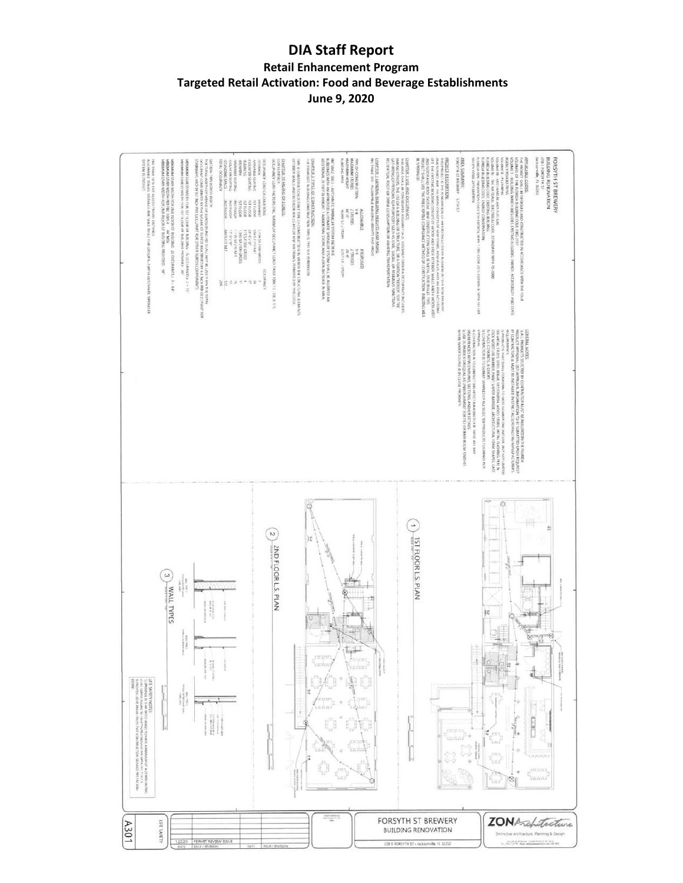# DIA Staff Report

**Retail Enhancement Program**
**Targeted Retail Activation: Food and Beverage Establishments**
**June 9, 2020**

FORSYTH ST BREWERY
BUILDING RENOVATION

1ST FLOOR L.S. PLAN

2ND FLOOR L.S. PLAN

WALL TYPES

LIFE SAFETY NOTES

ZON Architecture

Distinctive Architecture, Planning & Design

FORSYTH ST BREWERY
BUILDING RENOVATION

228 E FORSYTH ST • Jacksonville, FL 32202

PERMIT REVIEW ISSUE

LIFE SAFETY

A301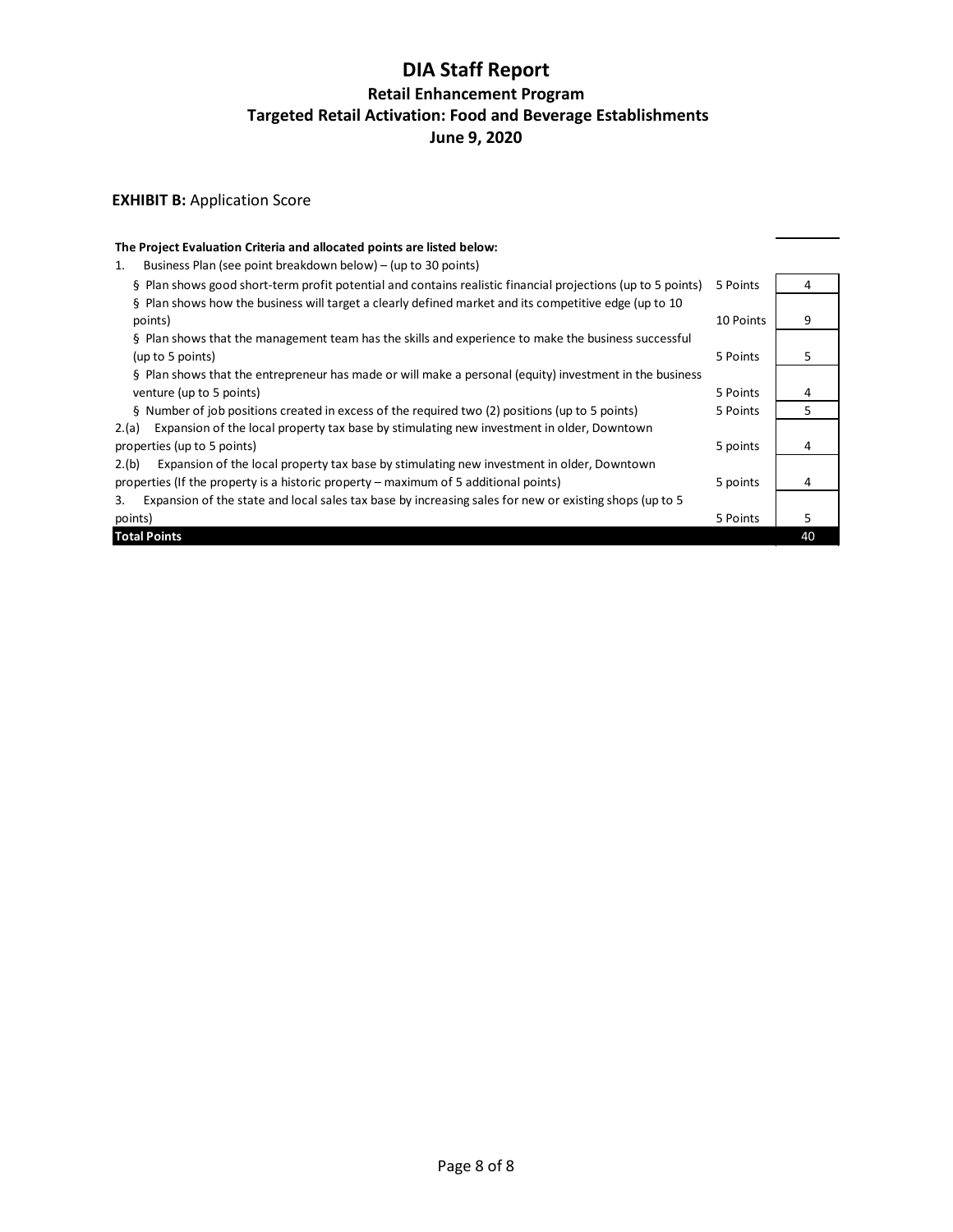# DIA Staff Report

## Retail Enhancement Program

## Targeted Retail Activation: Food and Beverage Establishments

## June 9, 2020

**EXHIBIT B:** Application Score

| The Project Evaluation Criteria and allocated points are listed below: | | |
| --- | --- | --- |
| 1. Business Plan (see point breakdown below) – (up to 30 points) | | |
| § Plan shows good short-term profit potential and contains realistic financial projections (up to 5 points) | 5 Points | 4 |
| § Plan shows how the business will target a clearly defined market and its competitive edge (up to 10 points) | 10 Points | 9 |
| § Plan shows that the management team has the skills and experience to make the business successful (up to 5 points) | 5 Points | 5 |
| § Plan shows that the entrepreneur has made or will make a personal (equity) investment in the business venture (up to 5 points) | 5 Points | 4 |
| § Number of job positions created in excess of the required two (2) positions (up to 5 points) | 5 Points | 5 |
| 2.(a) Expansion of the local property tax base by stimulating new investment in older, Downtown properties (up to 5 points) | 5 points | 4 |
| 2.(b) Expansion of the local property tax base by stimulating new investment in older, Downtown properties (If the property is a historic property – maximum of 5 additional points) | 5 points | 4 |
| 3. Expansion of the state and local sales tax base by increasing sales for new or existing shops (up to 5 points) | 5 Points | 5 |
| **Total Points** | | 40 |